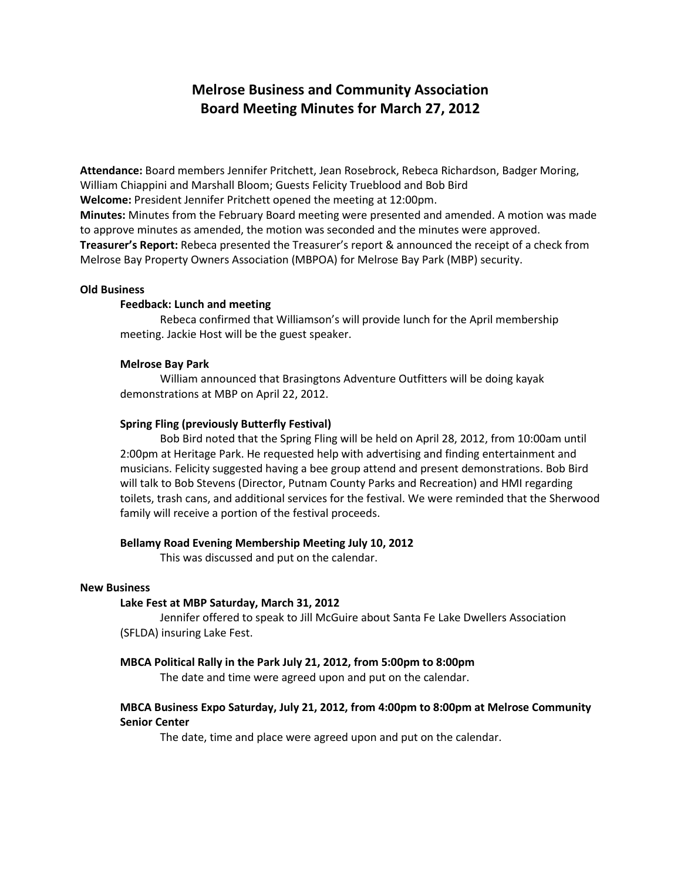# Melrose Business and Community Association
# Board Meeting Minutes for March 27, 2012

**Attendance:** Board members Jennifer Pritchett, Jean Rosebrock, Rebeca Richardson, Badger Moring, William Chiappini and Marshall Bloom; Guests Felicity Trueblood and Bob Bird
**Welcome:** President Jennifer Pritchett opened the meeting at 12:00pm.
**Minutes:** Minutes from the February Board meeting were presented and amended. A motion was made to approve minutes as amended, the motion was seconded and the minutes were approved.
**Treasurer's Report:** Rebeca presented the Treasurer's report & announced the receipt of a check from Melrose Bay Property Owners Association (MBPOA) for Melrose Bay Park (MBP) security.

## Old Business

### Feedback: Lunch and meeting

Rebeca confirmed that Williamson's will provide lunch for the April membership meeting. Jackie Host will be the guest speaker.

### Melrose Bay Park

William announced that Brasingtons Adventure Outfitters will be doing kayak demonstrations at MBP on April 22, 2012.

### Spring Fling (previously Butterfly Festival)

Bob Bird noted that the Spring Fling will be held on April 28, 2012, from 10:00am until 2:00pm at Heritage Park. He requested help with advertising and finding entertainment and musicians. Felicity suggested having a bee group attend and present demonstrations. Bob Bird will talk to Bob Stevens (Director, Putnam County Parks and Recreation) and HMI regarding toilets, trash cans, and additional services for the festival. We were reminded that the Sherwood family will receive a portion of the festival proceeds.

### Bellamy Road Evening Membership Meeting July 10, 2012

This was discussed and put on the calendar.

## New Business

### Lake Fest at MBP Saturday, March 31, 2012

Jennifer offered to speak to Jill McGuire about Santa Fe Lake Dwellers Association (SFLDA) insuring Lake Fest.

### MBCA Political Rally in the Park July 21, 2012, from 5:00pm to 8:00pm

The date and time were agreed upon and put on the calendar.

### MBCA Business Expo Saturday, July 21, 2012, from 4:00pm to 8:00pm at Melrose Community Senior Center

The date, time and place were agreed upon and put on the calendar.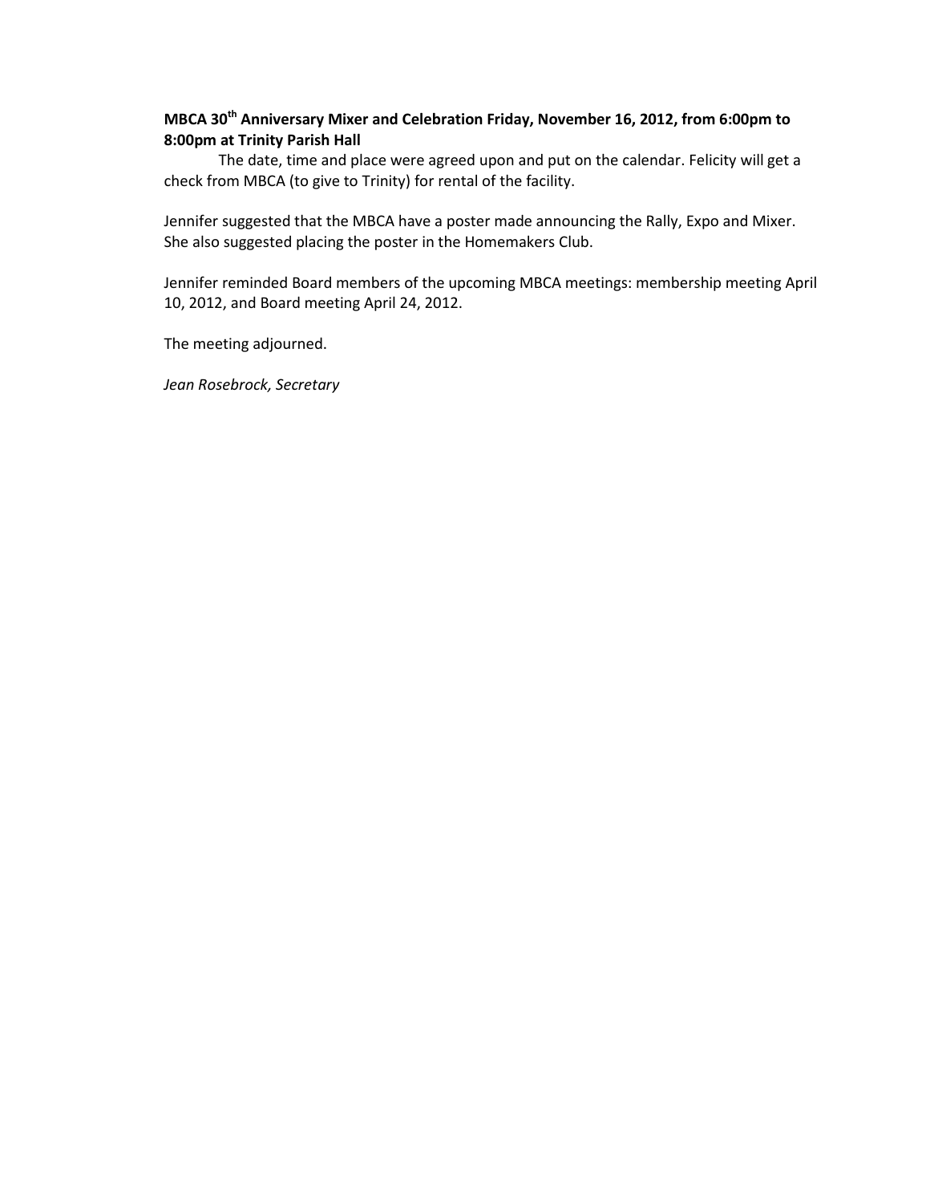**MBCA 30th Anniversary Mixer and Celebration Friday, November 16, 2012, from 6:00pm to 8:00pm at Trinity Parish Hall**

The date, time and place were agreed upon and put on the calendar. Felicity will get a check from MBCA (to give to Trinity) for rental of the facility.

Jennifer suggested that the MBCA have a poster made announcing the Rally, Expo and Mixer. She also suggested placing the poster in the Homemakers Club.

Jennifer reminded Board members of the upcoming MBCA meetings: membership meeting April 10, 2012, and Board meeting April 24, 2012.

The meeting adjourned.

*Jean Rosebrock, Secretary*